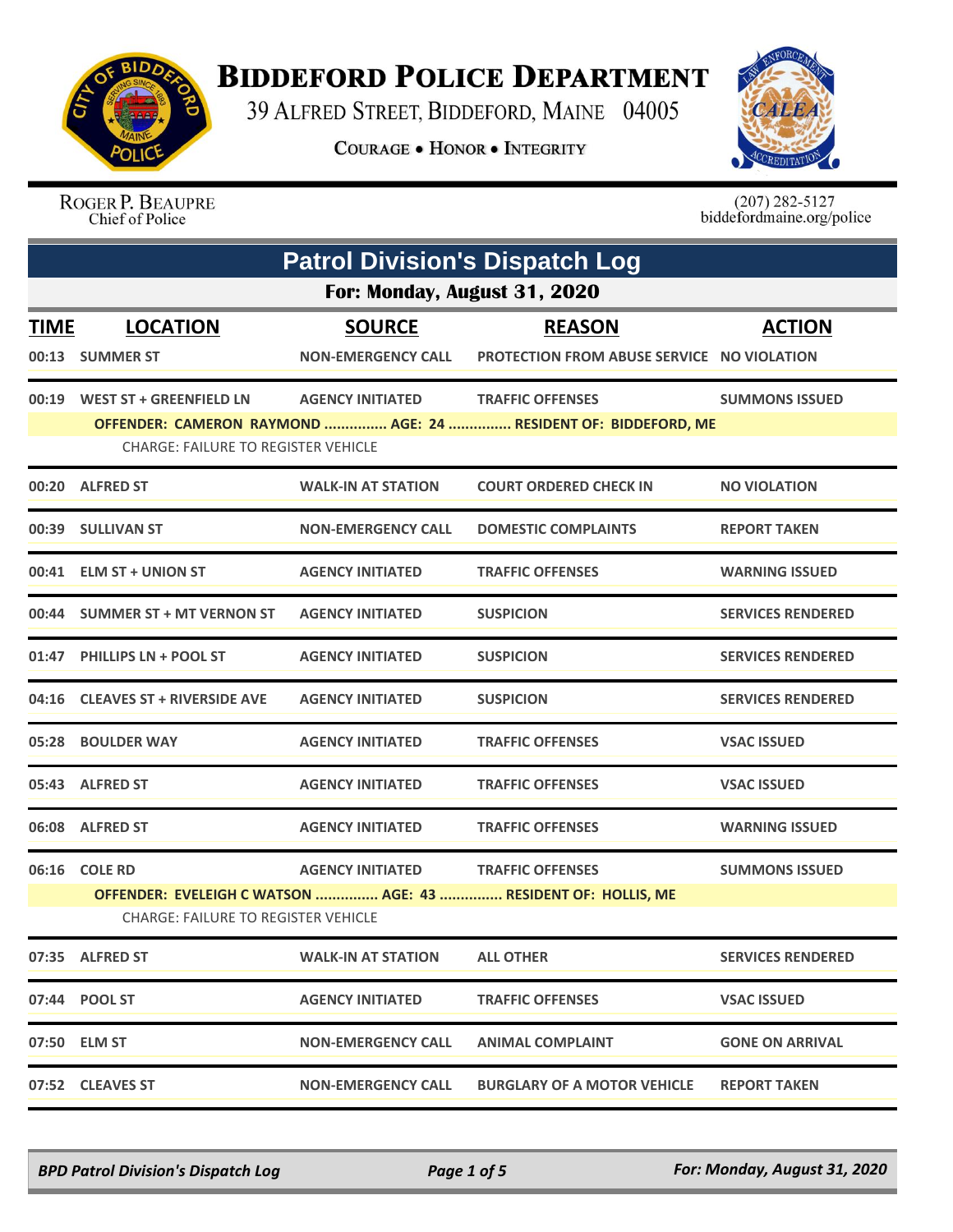# BIDDEFORD POLICE DEPARTMENT

39 ALFRED STREET, BIDDEFORD, MAINE 04005

COURAGE • HONOR • INTEGRITY

ROGER P. BEAUPRE
Chief of Police

(207) 282-5127
biddefordmaine.org/police

## Patrol Division's Dispatch Log

### For: Monday, August 31, 2020

| TIME | LOCATION | SOURCE | REASON | ACTION |
|---|---|---|---|---|
| 00:13 | SUMMER ST | NON-EMERGENCY CALL | PROTECTION FROM ABUSE SERVICE | NO VIOLATION |
| 00:19 | WEST ST + GREENFIELD LN | AGENCY INITIATED | TRAFFIC OFFENSES | SUMMONS ISSUED |
| | OFFENDER: CAMERON RAYMOND ............... AGE: 24 ............... RESIDENT OF: BIDDEFORD, ME<br>CHARGE: FAILURE TO REGISTER VEHICLE | | | |
| 00:20 | ALFRED ST | WALK-IN AT STATION | COURT ORDERED CHECK IN | NO VIOLATION |
| 00:39 | SULLIVAN ST | NON-EMERGENCY CALL | DOMESTIC COMPLAINTS | REPORT TAKEN |
| 00:41 | ELM ST + UNION ST | AGENCY INITIATED | TRAFFIC OFFENSES | WARNING ISSUED |
| 00:44 | SUMMER ST + MT VERNON ST | AGENCY INITIATED | SUSPICION | SERVICES RENDERED |
| 01:47 | PHILLIPS LN + POOL ST | AGENCY INITIATED | SUSPICION | SERVICES RENDERED |
| 04:16 | CLEAVES ST + RIVERSIDE AVE | AGENCY INITIATED | SUSPICION | SERVICES RENDERED |
| 05:28 | BOULDER WAY | AGENCY INITIATED | TRAFFIC OFFENSES | VSAC ISSUED |
| 05:43 | ALFRED ST | AGENCY INITIATED | TRAFFIC OFFENSES | VSAC ISSUED |
| 06:08 | ALFRED ST | AGENCY INITIATED | TRAFFIC OFFENSES | WARNING ISSUED |
| 06:16 | COLE RD | AGENCY INITIATED | TRAFFIC OFFENSES | SUMMONS ISSUED |
| | OFFENDER: EVELEIGH C WATSON ............... AGE: 43 ............... RESIDENT OF: HOLLIS, ME<br>CHARGE: FAILURE TO REGISTER VEHICLE | | | |
| 07:35 | ALFRED ST | WALK-IN AT STATION | ALL OTHER | SERVICES RENDERED |
| 07:44 | POOL ST | AGENCY INITIATED | TRAFFIC OFFENSES | VSAC ISSUED |
| 07:50 | ELM ST | NON-EMERGENCY CALL | ANIMAL COMPLAINT | GONE ON ARRIVAL |
| 07:52 | CLEAVES ST | NON-EMERGENCY CALL | BURGLARY OF A MOTOR VEHICLE | REPORT TAKEN |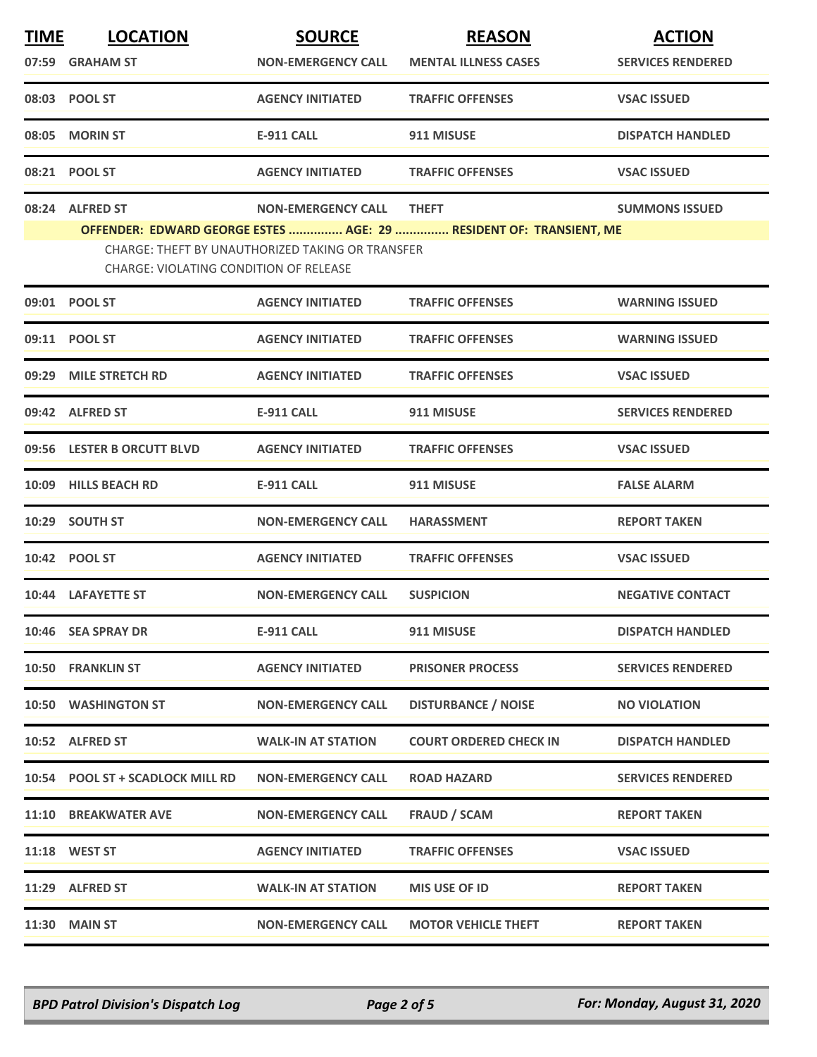| TIME | LOCATION | SOURCE | REASON | ACTION |
|---|---|---|---|---|
| 07:59 | GRAHAM ST | NON-EMERGENCY CALL | MENTAL ILLNESS CASES | SERVICES RENDERED |
| 08:03 | POOL ST | AGENCY INITIATED | TRAFFIC OFFENSES | VSAC ISSUED |
| 08:05 | MORIN ST | E-911 CALL | 911 MISUSE | DISPATCH HANDLED |
| 08:21 | POOL ST | AGENCY INITIATED | TRAFFIC OFFENSES | VSAC ISSUED |
| 08:24 | ALFRED ST | NON-EMERGENCY CALL | THEFT | SUMMONS ISSUED |
| | OFFENDER: EDWARD GEORGE ESTES ............... AGE: 29 ............... RESIDENT OF: TRANSIENT, ME<br>CHARGE: THEFT BY UNAUTHORIZED TAKING OR TRANSFER<br>CHARGE: VIOLATING CONDITION OF RELEASE | | | |
| 09:01 | POOL ST | AGENCY INITIATED | TRAFFIC OFFENSES | WARNING ISSUED |
| 09:11 | POOL ST | AGENCY INITIATED | TRAFFIC OFFENSES | WARNING ISSUED |
| 09:29 | MILE STRETCH RD | AGENCY INITIATED | TRAFFIC OFFENSES | VSAC ISSUED |
| 09:42 | ALFRED ST | E-911 CALL | 911 MISUSE | SERVICES RENDERED |
| 09:56 | LESTER B ORCUTT BLVD | AGENCY INITIATED | TRAFFIC OFFENSES | VSAC ISSUED |
| 10:09 | HILLS BEACH RD | E-911 CALL | 911 MISUSE | FALSE ALARM |
| 10:29 | SOUTH ST | NON-EMERGENCY CALL | HARASSMENT | REPORT TAKEN |
| 10:42 | POOL ST | AGENCY INITIATED | TRAFFIC OFFENSES | VSAC ISSUED |
| 10:44 | LAFAYETTE ST | NON-EMERGENCY CALL | SUSPICION | NEGATIVE CONTACT |
| 10:46 | SEA SPRAY DR | E-911 CALL | 911 MISUSE | DISPATCH HANDLED |
| 10:50 | FRANKLIN ST | AGENCY INITIATED | PRISONER PROCESS | SERVICES RENDERED |
| 10:50 | WASHINGTON ST | NON-EMERGENCY CALL | DISTURBANCE / NOISE | NO VIOLATION |
| 10:52 | ALFRED ST | WALK-IN AT STATION | COURT ORDERED CHECK IN | DISPATCH HANDLED |
| 10:54 | POOL ST + SCADLOCK MILL RD | NON-EMERGENCY CALL | ROAD HAZARD | SERVICES RENDERED |
| 11:10 | BREAKWATER AVE | NON-EMERGENCY CALL | FRAUD / SCAM | REPORT TAKEN |
| 11:18 | WEST ST | AGENCY INITIATED | TRAFFIC OFFENSES | VSAC ISSUED |
| 11:29 | ALFRED ST | WALK-IN AT STATION | MIS USE OF ID | REPORT TAKEN |
| 11:30 | MAIN ST | NON-EMERGENCY CALL | MOTOR VEHICLE THEFT | REPORT TAKEN |

*BPD Patrol Division's Dispatch Log* | *For: Monday, August 31, 2020*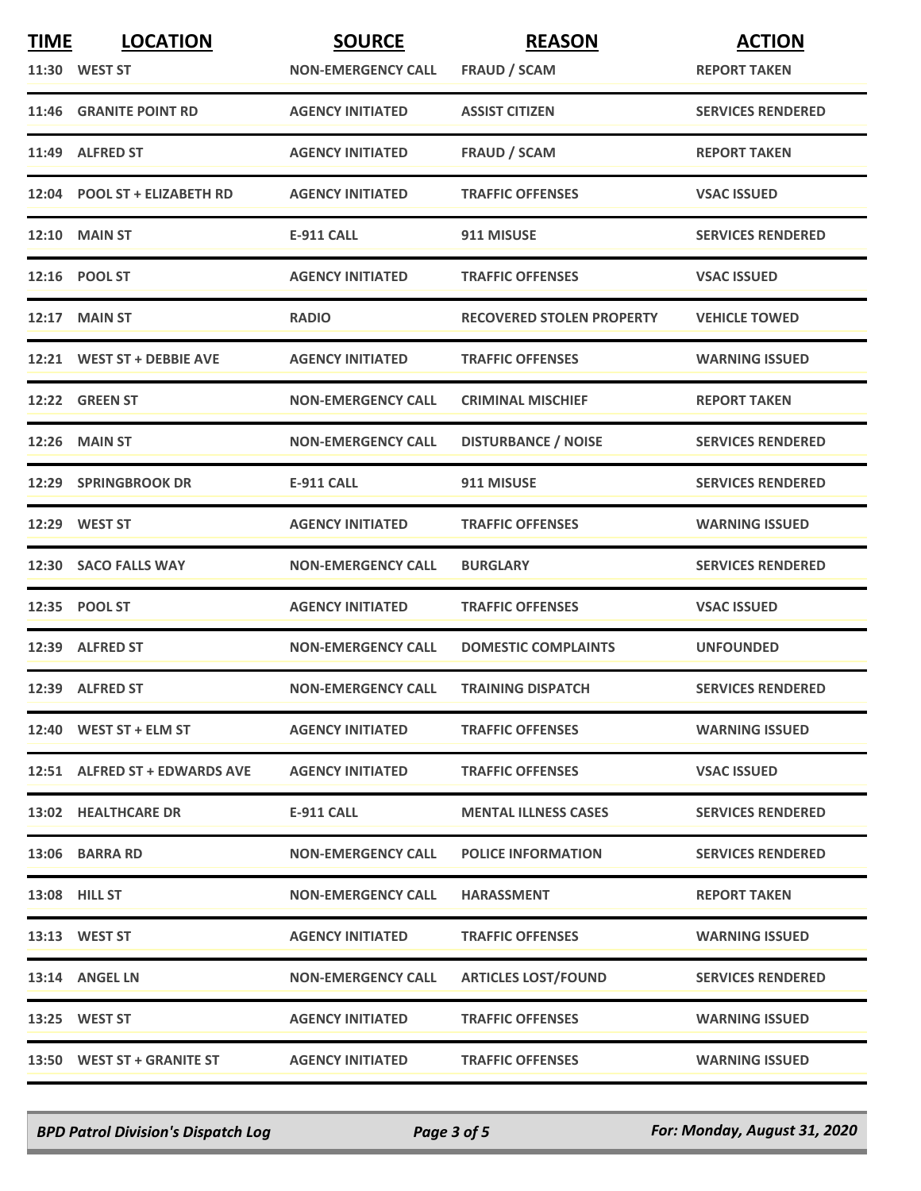| TIME | LOCATION | SOURCE | REASON | ACTION |
|---|---|---|---|---|
| 11:30 | WEST ST | NON-EMERGENCY CALL | FRAUD / SCAM | REPORT TAKEN |
| 11:46 | GRANITE POINT RD | AGENCY INITIATED | ASSIST CITIZEN | SERVICES RENDERED |
| 11:49 | ALFRED ST | AGENCY INITIATED | FRAUD / SCAM | REPORT TAKEN |
| 12:04 | POOL ST + ELIZABETH RD | AGENCY INITIATED | TRAFFIC OFFENSES | VSAC ISSUED |
| 12:10 | MAIN ST | E-911 CALL | 911 MISUSE | SERVICES RENDERED |
| 12:16 | POOL ST | AGENCY INITIATED | TRAFFIC OFFENSES | VSAC ISSUED |
| 12:17 | MAIN ST | RADIO | RECOVERED STOLEN PROPERTY | VEHICLE TOWED |
| 12:21 | WEST ST + DEBBIE AVE | AGENCY INITIATED | TRAFFIC OFFENSES | WARNING ISSUED |
| 12:22 | GREEN ST | NON-EMERGENCY CALL | CRIMINAL MISCHIEF | REPORT TAKEN |
| 12:26 | MAIN ST | NON-EMERGENCY CALL | DISTURBANCE / NOISE | SERVICES RENDERED |
| 12:29 | SPRINGBROOK DR | E-911 CALL | 911 MISUSE | SERVICES RENDERED |
| 12:29 | WEST ST | AGENCY INITIATED | TRAFFIC OFFENSES | WARNING ISSUED |
| 12:30 | SACO FALLS WAY | NON-EMERGENCY CALL | BURGLARY | SERVICES RENDERED |
| 12:35 | POOL ST | AGENCY INITIATED | TRAFFIC OFFENSES | VSAC ISSUED |
| 12:39 | ALFRED ST | NON-EMERGENCY CALL | DOMESTIC COMPLAINTS | UNFOUNDED |
| 12:39 | ALFRED ST | NON-EMERGENCY CALL | TRAINING DISPATCH | SERVICES RENDERED |
| 12:40 | WEST ST + ELM ST | AGENCY INITIATED | TRAFFIC OFFENSES | WARNING ISSUED |
| 12:51 | ALFRED ST + EDWARDS AVE | AGENCY INITIATED | TRAFFIC OFFENSES | VSAC ISSUED |
| 13:02 | HEALTHCARE DR | E-911 CALL | MENTAL ILLNESS CASES | SERVICES RENDERED |
| 13:06 | BARRA RD | NON-EMERGENCY CALL | POLICE INFORMATION | SERVICES RENDERED |
| 13:08 | HILL ST | NON-EMERGENCY CALL | HARASSMENT | REPORT TAKEN |
| 13:13 | WEST ST | AGENCY INITIATED | TRAFFIC OFFENSES | WARNING ISSUED |
| 13:14 | ANGEL LN | NON-EMERGENCY CALL | ARTICLES LOST/FOUND | SERVICES RENDERED |
| 13:25 | WEST ST | AGENCY INITIATED | TRAFFIC OFFENSES | WARNING ISSUED |
| 13:50 | WEST ST + GRANITE ST | AGENCY INITIATED | TRAFFIC OFFENSES | WARNING ISSUED |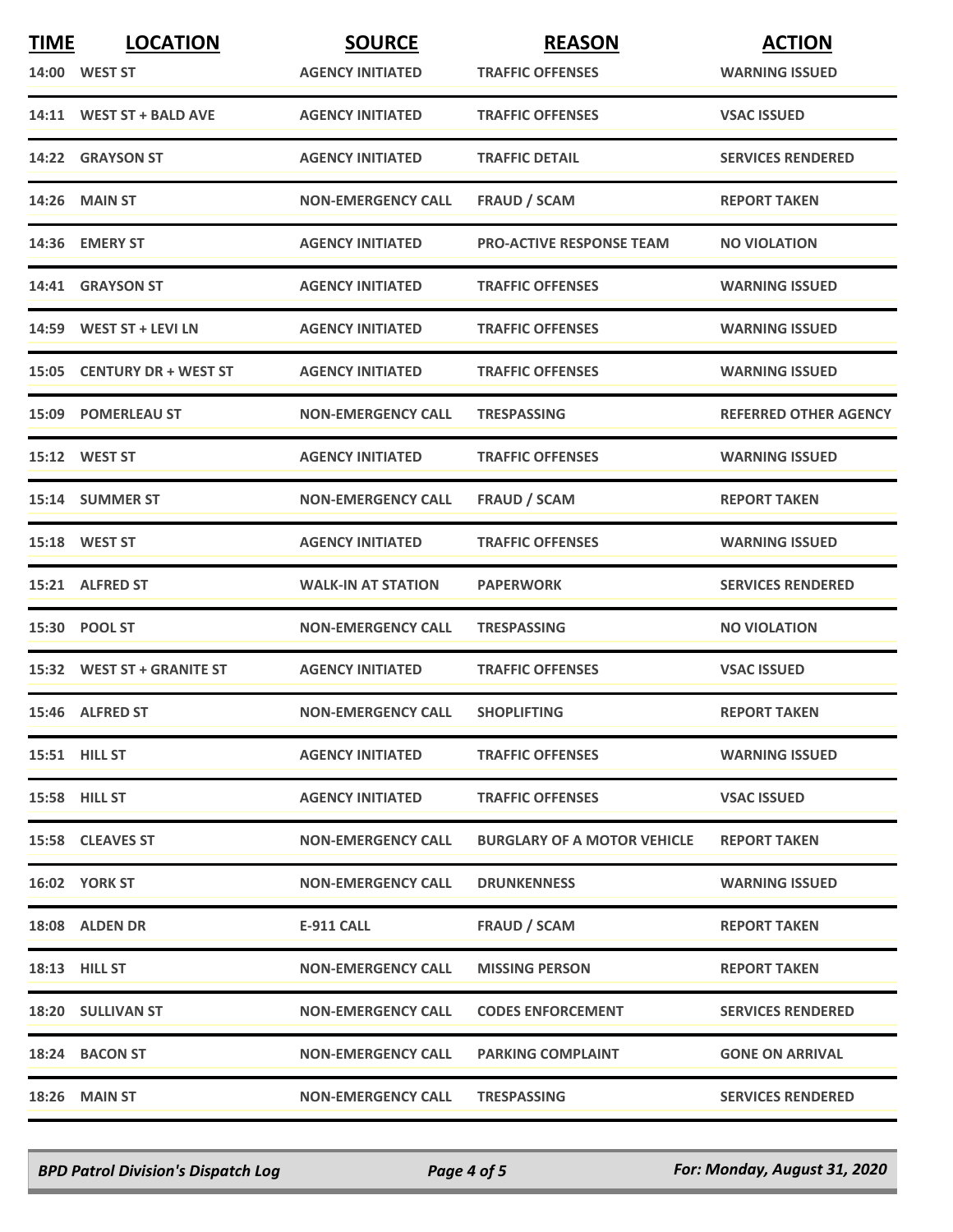| TIME | LOCATION | SOURCE | REASON | ACTION |
| --- | --- | --- | --- | --- |
| 14:00 | WEST ST | AGENCY INITIATED | TRAFFIC OFFENSES | WARNING ISSUED |
| 14:11 | WEST ST + BALD AVE | AGENCY INITIATED | TRAFFIC OFFENSES | VSAC ISSUED |
| 14:22 | GRAYSON ST | AGENCY INITIATED | TRAFFIC DETAIL | SERVICES RENDERED |
| 14:26 | MAIN ST | NON-EMERGENCY CALL | FRAUD / SCAM | REPORT TAKEN |
| 14:36 | EMERY ST | AGENCY INITIATED | PRO-ACTIVE RESPONSE TEAM | NO VIOLATION |
| 14:41 | GRAYSON ST | AGENCY INITIATED | TRAFFIC OFFENSES | WARNING ISSUED |
| 14:59 | WEST ST + LEVI LN | AGENCY INITIATED | TRAFFIC OFFENSES | WARNING ISSUED |
| 15:05 | CENTURY DR + WEST ST | AGENCY INITIATED | TRAFFIC OFFENSES | WARNING ISSUED |
| 15:09 | POMERLEAU ST | NON-EMERGENCY CALL | TRESPASSING | REFERRED OTHER AGENCY |
| 15:12 | WEST ST | AGENCY INITIATED | TRAFFIC OFFENSES | WARNING ISSUED |
| 15:14 | SUMMER ST | NON-EMERGENCY CALL | FRAUD / SCAM | REPORT TAKEN |
| 15:18 | WEST ST | AGENCY INITIATED | TRAFFIC OFFENSES | WARNING ISSUED |
| 15:21 | ALFRED ST | WALK-IN AT STATION | PAPERWORK | SERVICES RENDERED |
| 15:30 | POOL ST | NON-EMERGENCY CALL | TRESPASSING | NO VIOLATION |
| 15:32 | WEST ST + GRANITE ST | AGENCY INITIATED | TRAFFIC OFFENSES | VSAC ISSUED |
| 15:46 | ALFRED ST | NON-EMERGENCY CALL | SHOPLIFTING | REPORT TAKEN |
| 15:51 | HILL ST | AGENCY INITIATED | TRAFFIC OFFENSES | WARNING ISSUED |
| 15:58 | HILL ST | AGENCY INITIATED | TRAFFIC OFFENSES | VSAC ISSUED |
| 15:58 | CLEAVES ST | NON-EMERGENCY CALL | BURGLARY OF A MOTOR VEHICLE | REPORT TAKEN |
| 16:02 | YORK ST | NON-EMERGENCY CALL | DRUNKENNESS | WARNING ISSUED |
| 18:08 | ALDEN DR | E-911 CALL | FRAUD / SCAM | REPORT TAKEN |
| 18:13 | HILL ST | NON-EMERGENCY CALL | MISSING PERSON | REPORT TAKEN |
| 18:20 | SULLIVAN ST | NON-EMERGENCY CALL | CODES ENFORCEMENT | SERVICES RENDERED |
| 18:24 | BACON ST | NON-EMERGENCY CALL | PARKING COMPLAINT | GONE ON ARRIVAL |
| 18:26 | MAIN ST | NON-EMERGENCY CALL | TRESPASSING | SERVICES RENDERED |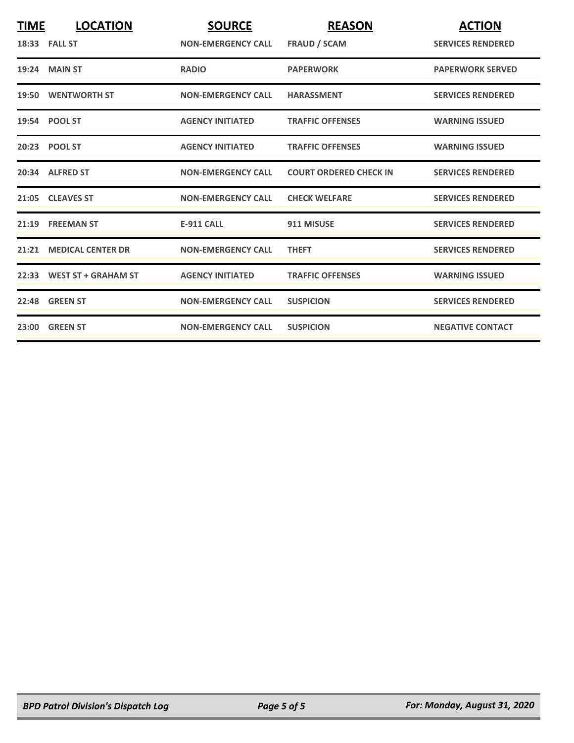| TIME | LOCATION | SOURCE | REASON | ACTION |
| --- | --- | --- | --- | --- |
| 18:33 | FALL ST | NON-EMERGENCY CALL | FRAUD / SCAM | SERVICES RENDERED |
| 19:24 | MAIN ST | RADIO | PAPERWORK | PAPERWORK SERVED |
| 19:50 | WENTWORTH ST | NON-EMERGENCY CALL | HARASSMENT | SERVICES RENDERED |
| 19:54 | POOL ST | AGENCY INITIATED | TRAFFIC OFFENSES | WARNING ISSUED |
| 20:23 | POOL ST | AGENCY INITIATED | TRAFFIC OFFENSES | WARNING ISSUED |
| 20:34 | ALFRED ST | NON-EMERGENCY CALL | COURT ORDERED CHECK IN | SERVICES RENDERED |
| 21:05 | CLEAVES ST | NON-EMERGENCY CALL | CHECK WELFARE | SERVICES RENDERED |
| 21:19 | FREEMAN ST | E-911 CALL | 911 MISUSE | SERVICES RENDERED |
| 21:21 | MEDICAL CENTER DR | NON-EMERGENCY CALL | THEFT | SERVICES RENDERED |
| 22:33 | WEST ST + GRAHAM ST | AGENCY INITIATED | TRAFFIC OFFENSES | WARNING ISSUED |
| 22:48 | GREEN ST | NON-EMERGENCY CALL | SUSPICION | SERVICES RENDERED |
| 23:00 | GREEN ST | NON-EMERGENCY CALL | SUSPICION | NEGATIVE CONTACT |